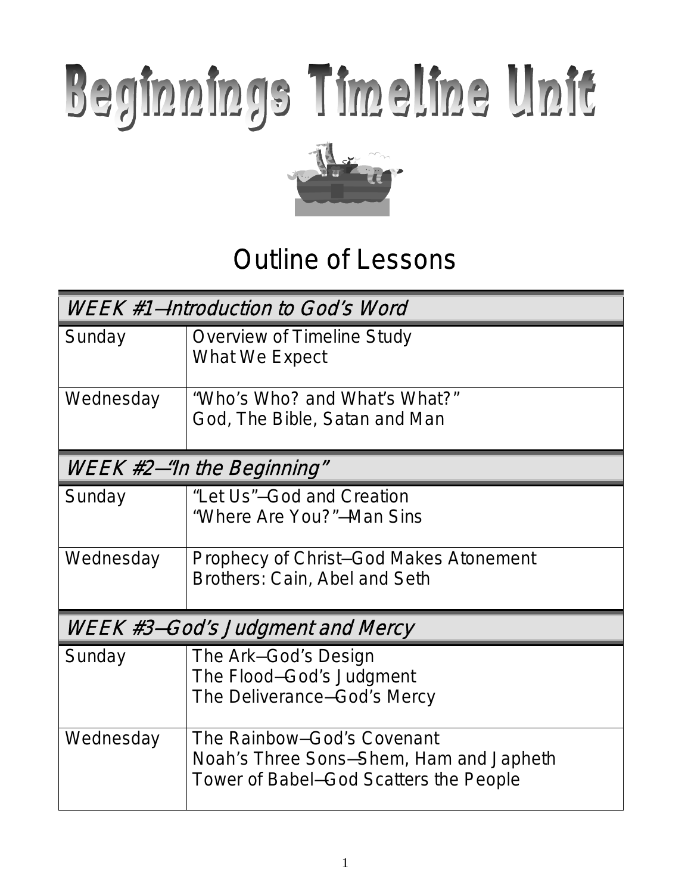# Beginnings Timeline Unit

## Outline of Lessons

| *WEEK #1—Introduction to God's Word* | |
|---|---|
| Sunday | Overview of Timeline Study<br>What We Expect |
| Wednesday | "Who's Who? and What's What?"<br>God, The Bible, Satan and Man |
| ***WEEK #2—"In the Beginning"*** | |
| Sunday | "Let Us"—God and Creation<br>"Where Are You?"—Man Sins |
| Wednesday | Prophecy of Christ—God Makes Atonement<br>Brothers: Cain, Abel and Seth |
| ***WEEK #3—God's Judgment and Mercy*** | |
| Sunday | The Ark—God's Design<br>The Flood—God's Judgment<br>The Deliverance—God's Mercy |
| Wednesday | The Rainbow—God's Covenant<br>Noah's Three Sons—Shem, Ham and Japheth<br>Tower of Babel—God Scatters the People |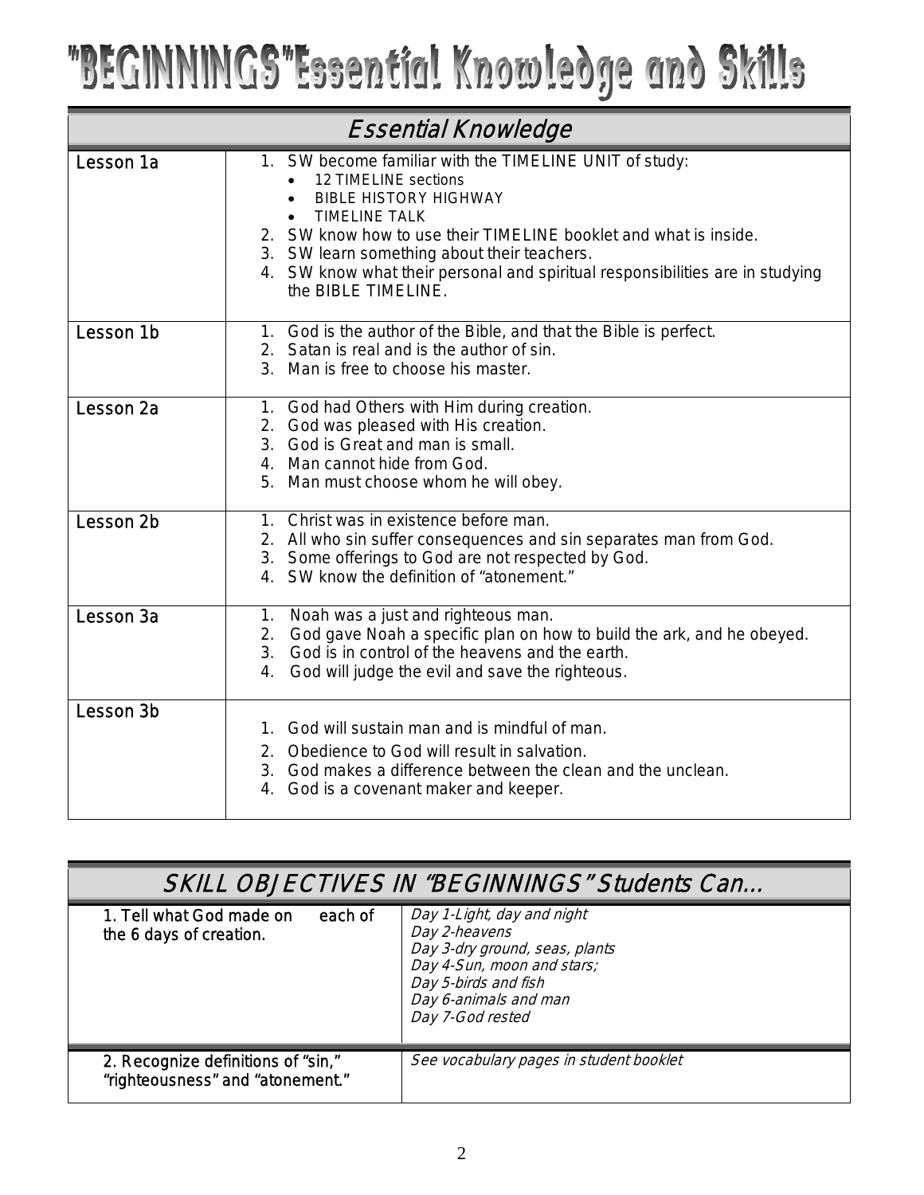# "BEGINNINGS" Essential Knowledge and Skills

| *Essential Knowledge* | |
|---|---|
| Lesson 1a | 1. SW become familiar with the TIMELINE UNIT of study:<br>• 12 TIMELINE sections<br>• BIBLE HISTORY HIGHWAY<br>• TIMELINE TALK<br>2. SW know how to use their TIMELINE booklet and what is inside.<br>3. SW learn something about their teachers.<br>4. SW know what their personal and spiritual responsibilities are in studying the BIBLE TIMELINE. |
| Lesson 1b | 1. God is the author of the Bible, and that the Bible is perfect.<br>2. Satan is real and is the author of sin.<br>3. Man is free to choose his master. |
| Lesson 2a | 1. God had Others with Him during creation.<br>2. God was pleased with His creation.<br>3. God is Great and man is small.<br>4. Man cannot hide from God.<br>5. Man must choose whom he will obey. |
| Lesson 2b | 1. Christ was in existence before man.<br>2. All who sin suffer consequences and sin separates man from God.<br>3. Some offerings to God are not respected by God.<br>4. SW know the definition of "atonement." |
| Lesson 3a | 1. Noah was a just and righteous man.<br>2. God gave Noah a specific plan on how to build the ark, and he obeyed.<br>3. God is in control of the heavens and the earth.<br>4. God will judge the evil and save the righteous. |
| Lesson 3b | 1. God will sustain man and is mindful of man.<br>2. Obedience to God will result in salvation.<br>3. God makes a difference between the clean and the unclean.<br>4. God is a covenant maker and keeper. |

| *SKILL OBJECTIVES IN "BEGINNINGS" Students Can...* | |
|---|---|
| 1. Tell what God made on each of the 6 days of creation. | *Day 1-Light, day and night*<br>*Day 2-heavens*<br>*Day 3-dry ground, seas, plants*<br>*Day 4-Sun, moon and stars;*<br>*Day 5-birds and fish*<br>*Day 6-animals and man*<br>*Day 7-God rested* |
| 2. Recognize definitions of "sin," "righteousness" and "atonement." | *See vocabulary pages in student booklet* |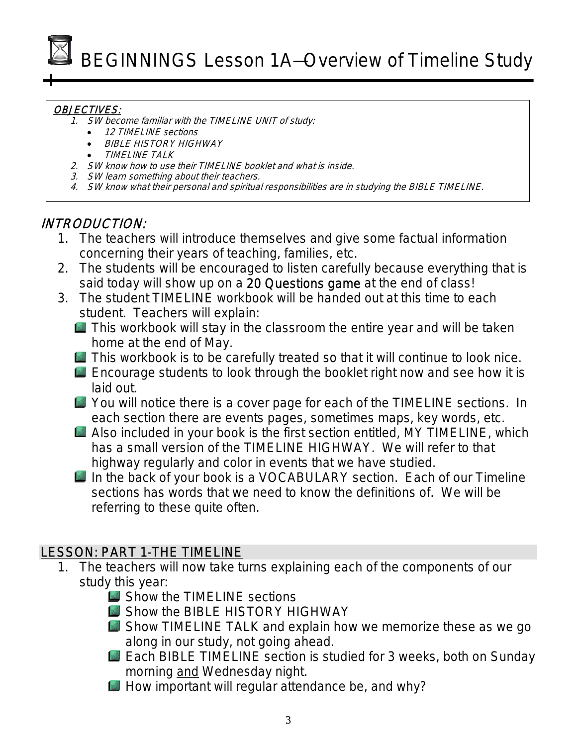# BEGINNINGS Lesson 1A—Overview of Timeline Study

***OBJECTIVES:***

1. *SW become familiar with the TIMELINE UNIT of study:*
   - *12 TIMELINE sections*
   - *BIBLE HISTORY HIGHWAY*
   - *TIMELINE TALK*
2. *SW know how to use their TIMELINE booklet and what is inside.*
3. *SW learn something about their teachers.*
4. *SW know what their personal and spiritual responsibilities are in studying the BIBLE TIMELINE.*

## *INTRODUCTION:*

1. The teachers will introduce themselves and give some factual information concerning their years of teaching, families, etc.
2. The students will be encouraged to listen carefully because everything that is said today will show up on a 20 Questions game at the end of class!
3. The student TIMELINE workbook will be handed out at this time to each student. Teachers will explain:
   - This workbook will stay in the classroom the entire year and will be taken home at the end of May.
   - This workbook is to be carefully treated so that it will continue to look nice.
   - Encourage students to look through the booklet right now and see how it is laid out.
   - You will notice there is a cover page for each of the TIMELINE sections. In each section there are events pages, sometimes maps, key words, etc.
   - Also included in your book is the first section entitled, MY TIMELINE, which has a small version of the TIMELINE HIGHWAY. We will refer to that highway regularly and color in events that we have studied.
   - In the back of your book is a VOCABULARY section. Each of our Timeline sections has words that we need to know the definitions of. We will be referring to these quite often.

## LESSON: PART 1-THE TIMELINE

1. The teachers will now take turns explaining each of the components of our study this year:
   - Show the TIMELINE sections
   - Show the BIBLE HISTORY HIGHWAY
   - Show TIMELINE TALK and explain how we memorize these as we go along in our study, not going ahead.
   - Each BIBLE TIMELINE section is studied for 3 weeks, both on Sunday morning and Wednesday night.
   - How important will regular attendance be, and why?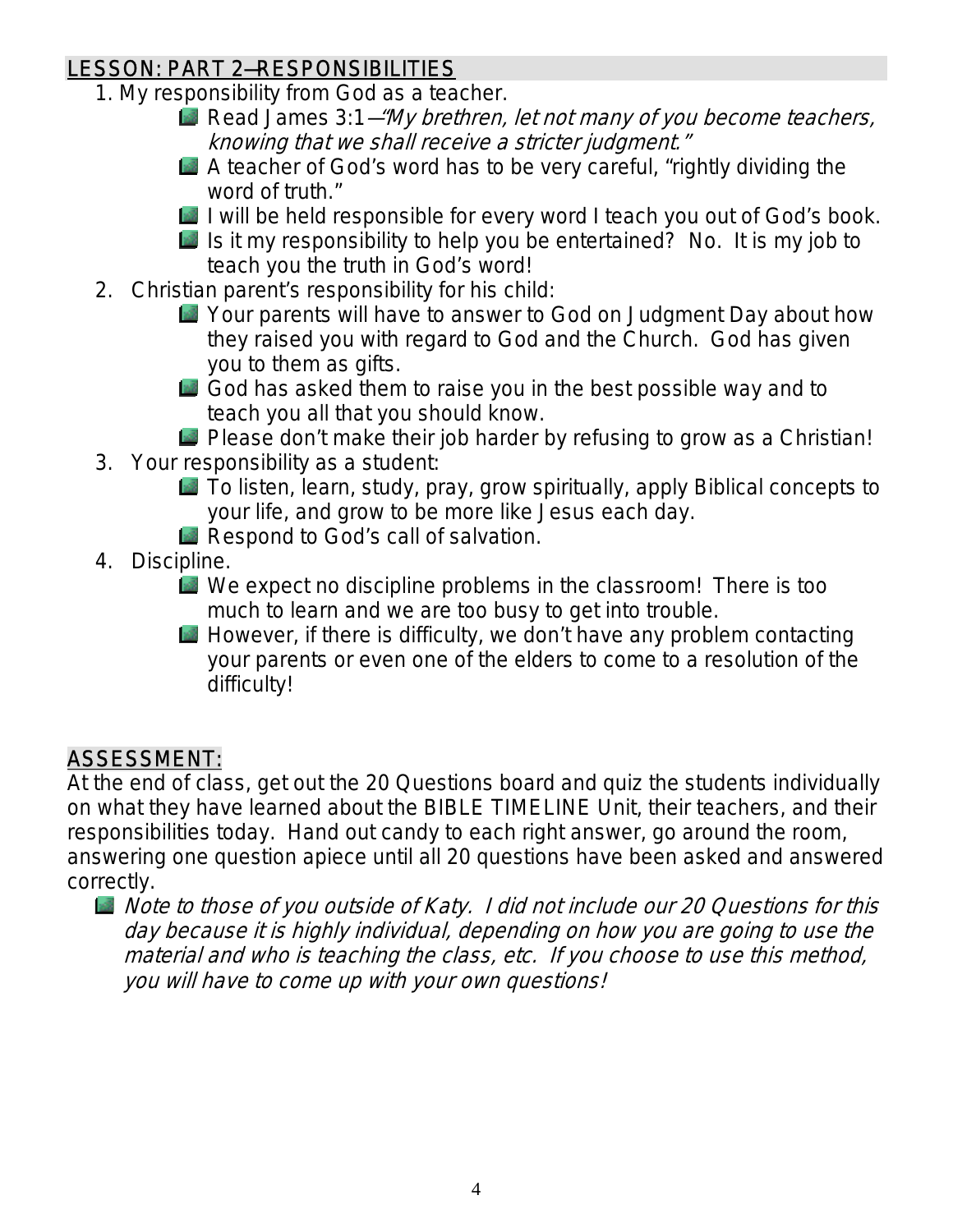## LESSON: PART 2—RESPONSIBILITIES

1. My responsibility from God as a teacher.
   - Read James 3:1—*"My brethren, let not many of you become teachers, knowing that we shall receive a stricter judgment."*
   - A teacher of God's word has to be very careful, "rightly dividing the word of truth."
   - I will be held responsible for every word I teach you out of God's book.
   - Is it my responsibility to help you be entertained? No. It is my job to teach you the truth in God's word!
2. Christian parent's responsibility for his child:
   - Your parents will have to answer to God on Judgment Day about how they raised you with regard to God and the Church. God has given you to them as gifts.
   - God has asked them to raise you in the best possible way and to teach you all that you should know.
   - Please don't make their job harder by refusing to grow as a Christian!
3. Your responsibility as a student:
   - To listen, learn, study, pray, grow spiritually, apply Biblical concepts to your life, and grow to be more like Jesus each day.
   - Respond to God's call of salvation.
4. Discipline.
   - We expect no discipline problems in the classroom! There is too much to learn and we are too busy to get into trouble.
   - However, if there is difficulty, we don't have any problem contacting your parents or even one of the elders to come to a resolution of the difficulty!

## ASSESSMENT:

At the end of class, get out the 20 Questions board and quiz the students individually on what they have learned about the BIBLE TIMELINE Unit, their teachers, and their responsibilities today. Hand out candy to each right answer, go around the room, answering one question apiece until all 20 questions have been asked and answered correctly.

- *Note to those of you outside of Katy. I did not include our 20 Questions for this day because it is highly individual, depending on how you are going to use the material and who is teaching the class, etc. If you choose to use this method, you will have to come up with your own questions!*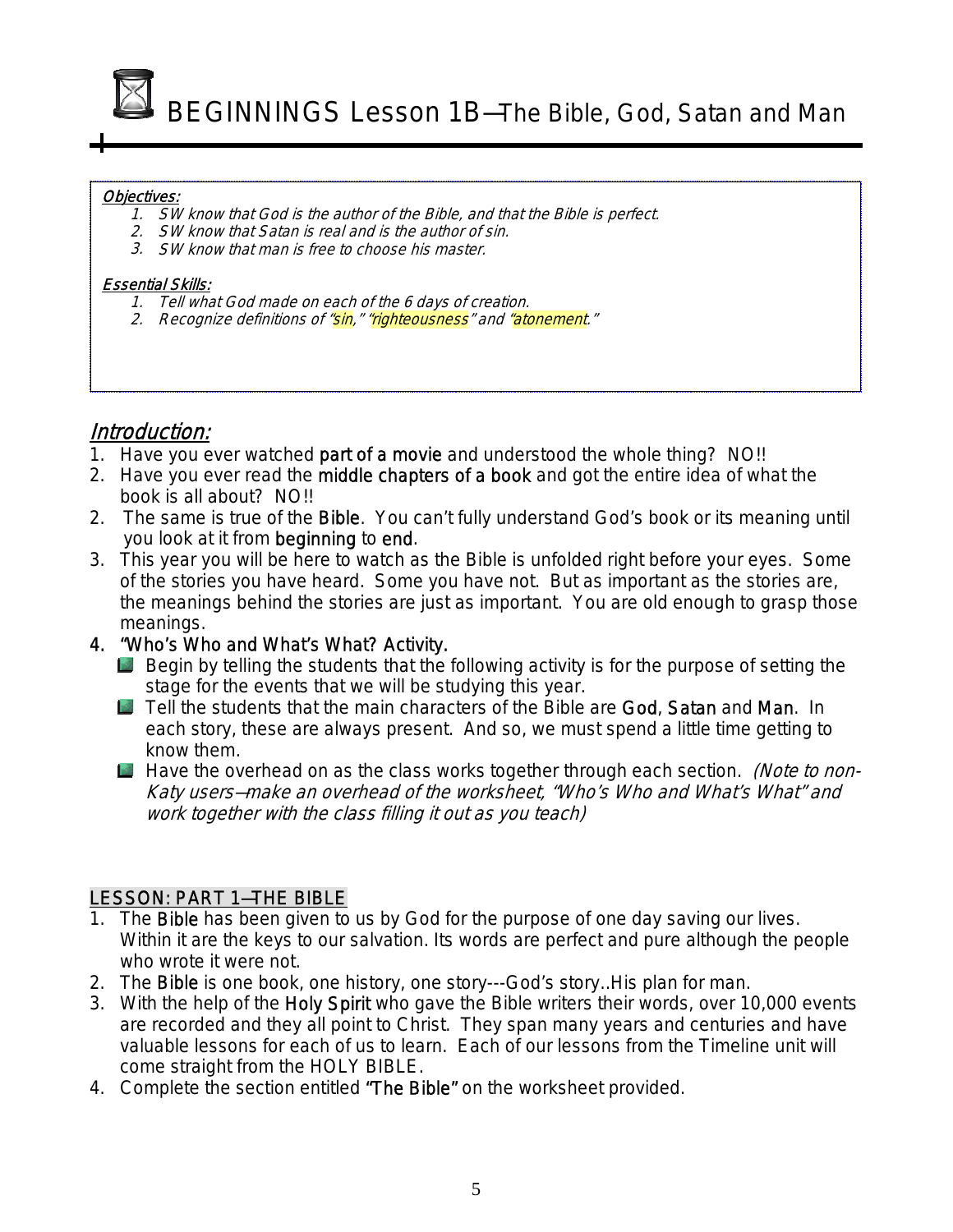# BEGINNINGS Lesson 1B—The Bible, God, Satan and Man

*Objectives:*

1. *SW know that God is the author of the Bible, and that the Bible is perfect.*
2. *SW know that Satan is real and is the author of sin.*
3. *SW know that man is free to choose his master.*

*Essential Skills:*

1. *Tell what God made on each of the 6 days of creation.*
2. *Recognize definitions of "sin," "righteousness" and "atonement."*

## Introduction:

1. Have you ever watched part of a movie and understood the whole thing? NO!!
2. Have you ever read the middle chapters of a book and got the entire idea of what the book is all about? NO!!
2. The same is true of the Bible. You can't fully understand God's book or its meaning until you look at it from beginning to end.
3. This year you will be here to watch as the Bible is unfolded right before your eyes. Some of the stories you have heard. Some you have not. But as important as the stories are, the meanings behind the stories are just as important. You are old enough to grasp those meanings.
4. "Who's Who and What's What? Activity.
   - Begin by telling the students that the following activity is for the purpose of setting the stage for the events that we will be studying this year.
   - Tell the students that the main characters of the Bible are God, Satan and Man. In each story, these are always present. And so, we must spend a little time getting to know them.
   - Have the overhead on as the class works together through each section. *(Note to non-Katy users—make an overhead of the worksheet, "Who's Who and What's What" and work together with the class filling it out as you teach)*

## LESSON: PART 1—THE BIBLE

1. The Bible has been given to us by God for the purpose of one day saving our lives. Within it are the keys to our salvation. Its words are perfect and pure although the people who wrote it were not.
2. The Bible is one book, one history, one story---God's story..His plan for man.
3. With the help of the Holy Spirit who gave the Bible writers their words, over 10,000 events are recorded and they all point to Christ. They span many years and centuries and have valuable lessons for each of us to learn. Each of our lessons from the Timeline unit will come straight from the HOLY BIBLE.
4. Complete the section entitled "The Bible" on the worksheet provided.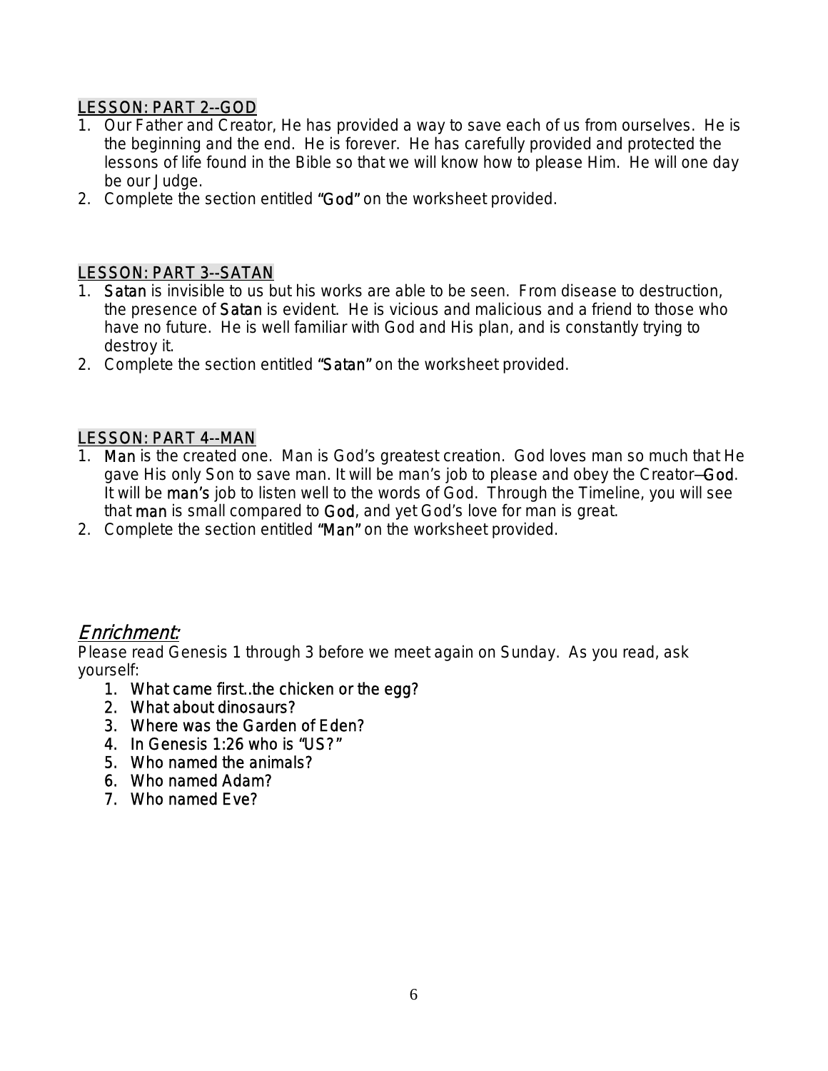## LESSON: PART 2--GOD

1. Our Father and Creator, He has provided a way to save each of us from ourselves. He is the beginning and the end. He is forever. He has carefully provided and protected the lessons of life found in the Bible so that we will know how to please Him. He will one day be our Judge.
2. Complete the section entitled "God" on the worksheet provided.

## LESSON: PART 3--SATAN

1. Satan is invisible to us but his works are able to be seen. From disease to destruction, the presence of Satan is evident. He is vicious and malicious and a friend to those who have no future. He is well familiar with God and His plan, and is constantly trying to destroy it.
2. Complete the section entitled "Satan" on the worksheet provided.

## LESSON: PART 4--MAN

1. Man is the created one. Man is God's greatest creation. God loves man so much that He gave His only Son to save man. It will be man's job to please and obey the Creator—God. It will be man's job to listen well to the words of God. Through the Timeline, you will see that man is small compared to God, and yet God's love for man is great.
2. Complete the section entitled "Man" on the worksheet provided.

## *Enrichment:*

Please read Genesis 1 through 3 before we meet again on Sunday. As you read, ask yourself:

1. What came first..the chicken or the egg?
2. What about dinosaurs?
3. Where was the Garden of Eden?
4. In Genesis 1:26 who is "US?"
5. Who named the animals?
6. Who named Adam?
7. Who named Eve?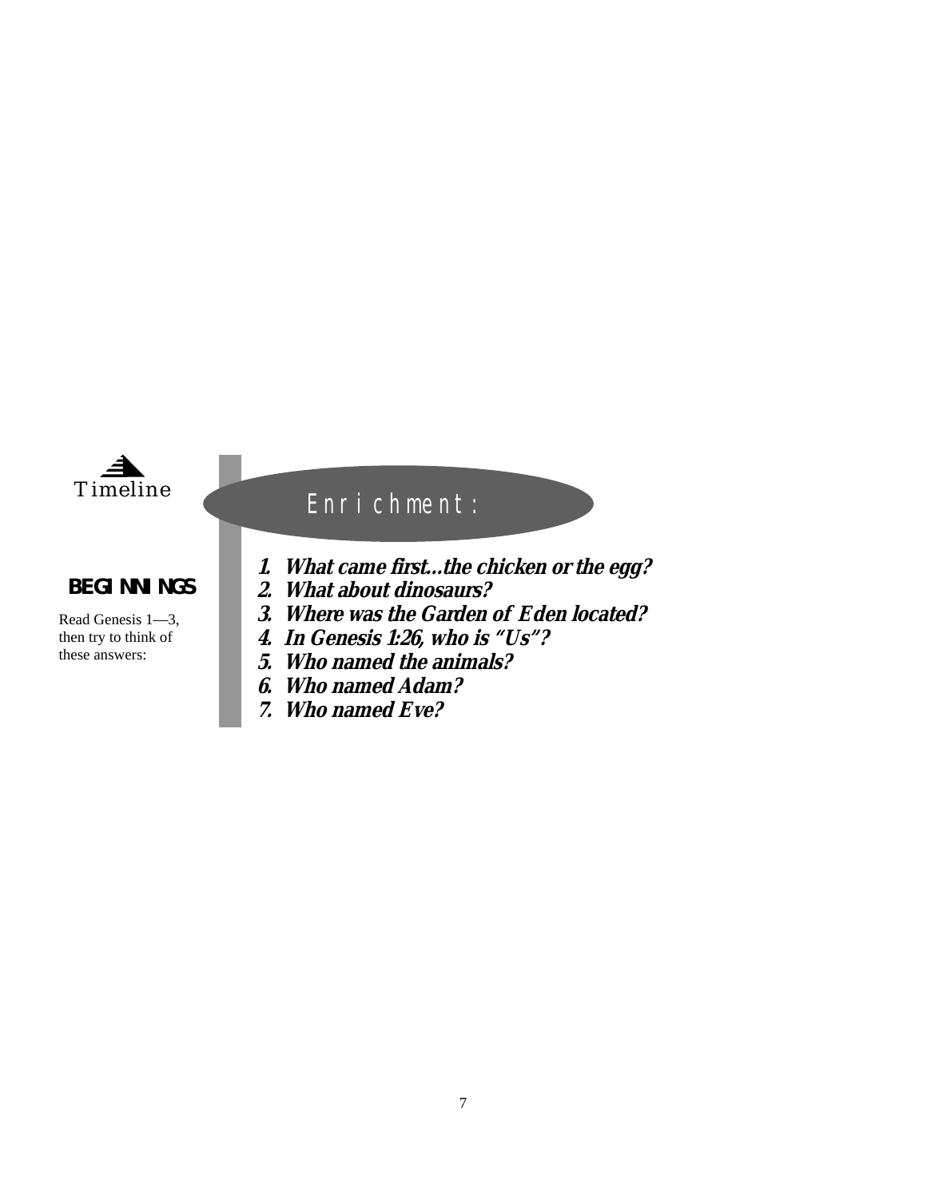Timeline

## BEGINNINGS

Read Genesis 1—3, then try to think of these answers:

## Enrichment:

1. ***What came first...the chicken or the egg?***
2. ***What about dinosaurs?***
3. ***Where was the Garden of Eden located?***
4. ***In Genesis 1:26, who is "Us"?***
5. ***Who named the animals?***
6. ***Who named Adam?***
7. ***Who named Eve?***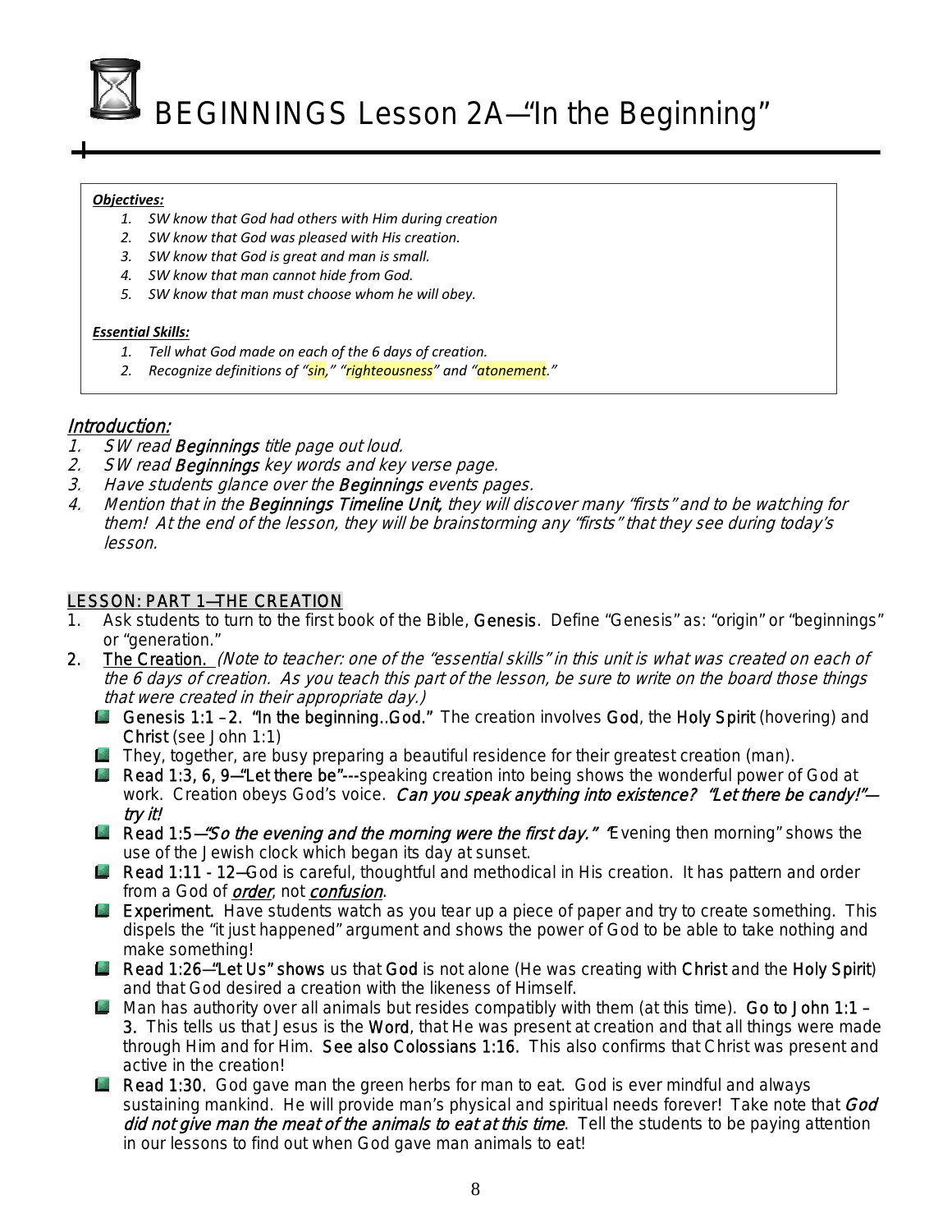# BEGINNINGS Lesson 2A—"In the Beginning"

***Objectives:***

1. *SW know that God had others with Him during creation*
2. *SW know that God was pleased with His creation.*
3. *SW know that God is great and man is small.*
4. *SW know that man cannot hide from God.*
5. *SW know that man must choose whom he will obey.*

***Essential Skills:***

1. *Tell what God made on each of the 6 days of creation.*
2. *Recognize definitions of "sin," "righteousness" and "atonement."*

## *Introduction:*

1. *SW read **Beginnings** title page out loud.*
2. *SW read **Beginnings** key words and key verse page.*
3. *Have students glance over the **Beginnings** events pages.*
4. *Mention that in the **Beginnings Timeline Unit**, they will discover many "firsts" and to be watching for them! At the end of the lesson, they will be brainstorming any "firsts" that they see during today's lesson.*

## LESSON: PART 1—THE CREATION

1. Ask students to turn to the first book of the Bible, **Genesis**. Define "Genesis" as: "origin" or "beginnings" or "generation."
2. The Creation. *(Note to teacher: one of the "essential skills" in this unit is what was created on each of the 6 days of creation. As you teach this part of the lesson, be sure to write on the board those things that were created in their appropriate day.)*
   - **Genesis 1:1 – 2. "In the beginning..God."** The creation involves **God**, the **Holy Spirit** (hovering) and **Christ** (see John 1:1)
   - They, together, are busy preparing a beautiful residence for their greatest creation (man).
   - **Read 1:3, 6, 9—"Let there be"---**speaking creation into being shows the wonderful power of God at work. Creation obeys God's voice. *Can you speak anything into existence? "Let there be candy!"—try it!*
   - **Read 1:5—*"So the evening and the morning were the first day."*** "Evening then morning" shows the use of the Jewish clock which began its day at sunset.
   - **Read 1:11 - 12—**God is careful, thoughtful and methodical in His creation. It has pattern and order from a God of ***order***, not ***confusion***.
   - **Experiment.** Have students watch as you tear up a piece of paper and try to create something. This dispels the "it just happened" argument and shows the power of God to be able to take nothing and make something!
   - **Read 1:26—"Let Us" shows** us that **God** is not alone (He was creating with **Christ** and the **Holy Spirit**) and that God desired a creation with the likeness of Himself.
   - Man has authority over all animals but resides compatibly with them (at this time). **Go to John 1:1 – 3.** This tells us that Jesus is the **Word**, that He was present at creation and that all things were made through Him and for Him. **See also Colossians 1:16.** This also confirms that Christ was present and active in the creation!
   - **Read 1:30.** God gave man the green herbs for man to eat. God is ever mindful and always sustaining mankind. He will provide man's physical and spiritual needs forever! Take note that *God did not give man the meat of the animals to eat at this time*. Tell the students to be paying attention in our lessons to find out when God gave man animals to eat!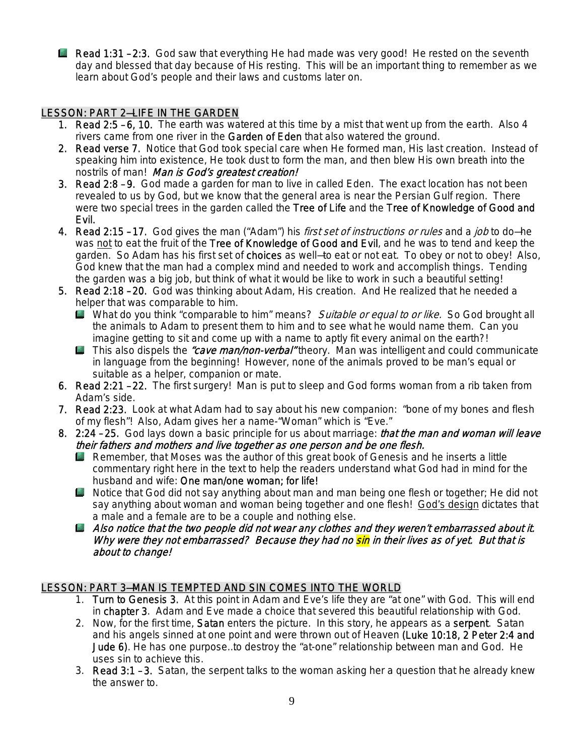- **Read 1:31 – 2:3.** God saw that everything He had made was very good! He rested on the seventh day and blessed that day because of His resting. This will be an important thing to remember as we learn about God's people and their laws and customs later on.

## LESSON: PART 2—LIFE IN THE GARDEN

1. **Read 2:5 – 6, 10.** The earth was watered at this time by a mist that went up from the earth. Also 4 rivers came from one river in the **Garden of Eden** that also watered the ground.
2. **Read verse 7.** Notice that God took special care when He formed man, His last creation. Instead of speaking him into existence, He took dust to form the man, and then blew His own breath into the nostrils of man! *Man is God's greatest creation!*
3. **Read 2:8 – 9.** God made a garden for man to live in called Eden. The exact location has not been revealed to us by God, but we know that the general area is near the Persian Gulf region. There were two special trees in the garden called the **Tree of Life** and the **Tree of Knowledge of Good and Evil.**
4. **Read 2:15 – 17.** God gives the man ("Adam") his *first set of instructions or rules* and a *job* to do—he was not to eat the fruit of the **Tree of Knowledge of Good and Evil**, and he was to tend and keep the garden. So Adam has his first set of **choices** as well—to eat or not eat. To obey or not to obey! Also, God knew that the man had a complex mind and needed to work and accomplish things. Tending the garden was a big job, but think of what it would be like to work in such a beautiful setting!
5. **Read 2:18 – 20.** God was thinking about Adam, His creation. And He realized that he needed a helper that was comparable to him.
   - What do you think "comparable to him" means? *Suitable or equal to or like.* So God brought all the animals to Adam to present them to him and to see what he would name them. Can you imagine getting to sit and come up with a name to aptly fit every animal on the earth?!
   - This also dispels the ***"cave man/non-verbal"*** theory. Man was intelligent and could communicate in language from the beginning! However, none of the animals proved to be man's equal or suitable as a helper, companion or mate.
6. **Read 2:21 – 22.** The first surgery! Man is put to sleep and God forms woman from a rib taken from Adam's side.
7. **Read 2:23.** Look at what Adam had to say about his new companion: "bone of my bones and flesh of my flesh"! Also, Adam gives her a name-"Woman" which is "Eve."
8. **2:24 – 25.** God lays down a basic principle for us about marriage: ***that the man and woman will leave their fathers and mothers and live together as one person and be one flesh.***
   - Remember, that Moses was the author of this great book of Genesis and he inserts a little commentary right here in the text to help the readers understand what God had in mind for the husband and wife: **One man/one woman; for life!**
   - Notice that God did not say anything about man and man being one flesh or together; He did not say anything about woman and woman being together and one flesh! God's design dictates that a male and a female are to be a couple and nothing else.
   - ***Also notice that the two people did not wear any clothes and they weren't embarrassed about it. Why were they not embarrassed? Because they had no sin in their lives as of yet. But that is about to change!***

## LESSON: PART 3—MAN IS TEMPTED AND SIN COMES INTO THE WORLD

1. **Turn to Genesis 3.** At this point in Adam and Eve's life they are "at one" with God. This will end in **chapter 3**. Adam and Eve made a choice that severed this beautiful relationship with God.
2. Now, for the first time, **Satan** enters the picture. In this story, he appears as a **serpent**. Satan and his angels sinned at one point and were thrown out of Heaven **(Luke 10:18, 2 Peter 2:4 and Jude 6)**. He has one purpose..to destroy the "at-one" relationship between man and God. He uses sin to achieve this.
3. **Read 3:1 – 3.** Satan, the serpent talks to the woman asking her a question that he already knew the answer to.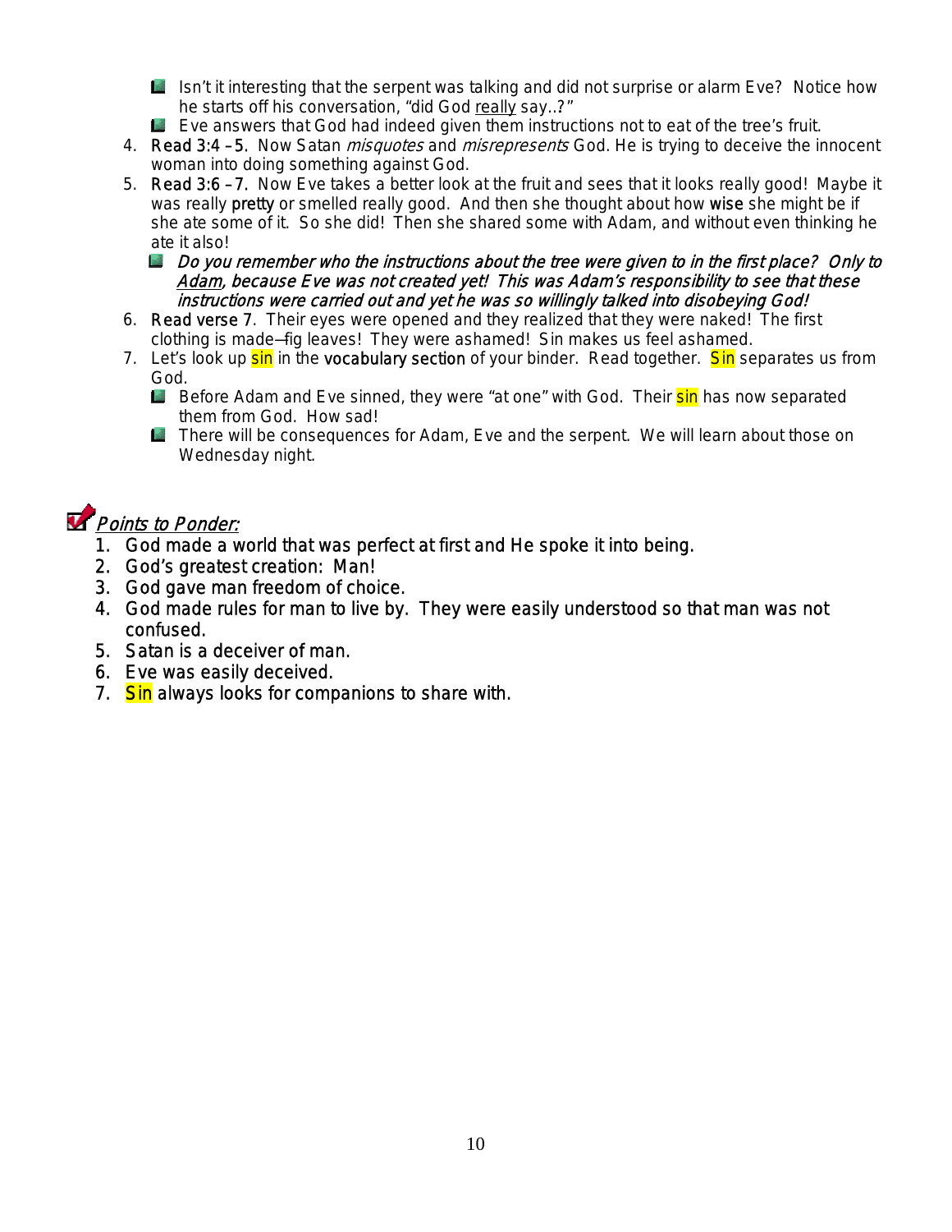- Isn't it interesting that the serpent was talking and did not surprise or alarm Eve? Notice how he starts off his conversation, "did God <u>really</u> say..?"
- Eve answers that God had indeed given them instructions not to eat of the tree's fruit.

4. **Read 3:4 –5.** Now Satan *misquotes* and *misrepresents* God. He is trying to deceive the innocent woman into doing something against God.
5. **Read 3:6 –7.** Now Eve takes a better look at the fruit and sees that it looks really good! Maybe it was really **pretty** or smelled really good. And then she thought about how **wise** she might be if she ate some of it. So she did! Then she shared some with Adam, and without even thinking he ate it also!
   - *Do you remember who the instructions about the tree were given to in the first place? Only to <u>Adam</u>, because Eve was not created yet! This was Adam's responsibility to see that these instructions were carried out and yet he was so willingly talked into disobeying God!*
6. **Read verse 7.** Their eyes were opened and they realized that they were naked! The first clothing is made—fig leaves! They were ashamed! Sin makes us feel ashamed.
7. Let's look up sin in the **vocabulary section** of your binder. Read together. Sin separates us from God.
   - Before Adam and Eve sinned, they were "at one" with God. Their sin has now separated them from God. How sad!
   - There will be consequences for Adam, Eve and the serpent. We will learn about those on Wednesday night.

## *Points to Ponder:*

1. God made a world that was perfect at first and He spoke it into being.
2. God's greatest creation: Man!
3. God gave man freedom of choice.
4. God made rules for man to live by. They were easily understood so that man was not confused.
5. Satan is a deceiver of man.
6. Eve was easily deceived.
7. Sin always looks for companions to share with.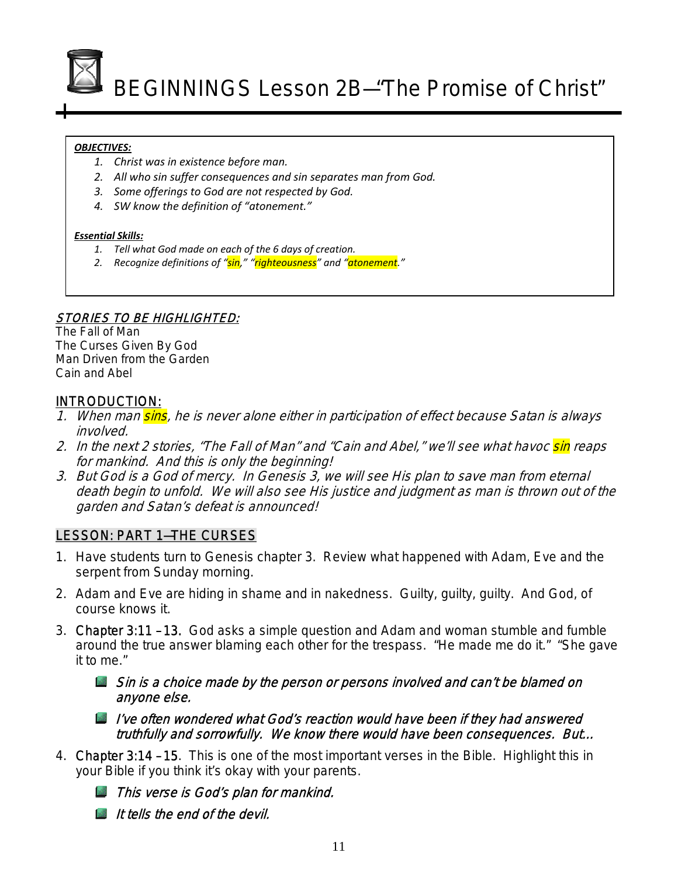# BEGINNINGS Lesson 2B—"The Promise of Christ"

***OBJECTIVES:***

1. *Christ was in existence before man.*
2. *All who sin suffer consequences and sin separates man from God.*
3. *Some offerings to God are not respected by God.*
4. *SW know the definition of "atonement."*

***Essential Skills:***

1. *Tell what God made on each of the 6 days of creation.*
2. *Recognize definitions of "sin," "righteousness" and "atonement."*

## STORIES TO BE HIGHLIGHTED:

The Fall of Man
The Curses Given By God
Man Driven from the Garden
Cain and Abel

## INTRODUCTION:

1. *When man sins, he is never alone either in participation of effect because Satan is always involved.*
2. *In the next 2 stories, "The Fall of Man" and "Cain and Abel," we'll see what havoc sin reaps for mankind. And this is only the beginning!*
3. *But God is a God of mercy. In Genesis 3, we will see His plan to save man from eternal death begin to unfold. We will also see His justice and judgment as man is thrown out of the garden and Satan's defeat is announced!*

## LESSON: PART 1—THE CURSES

1. Have students turn to Genesis chapter 3. Review what happened with Adam, Eve and the serpent from Sunday morning.
2. Adam and Eve are hiding in shame and in nakedness. Guilty, guilty, guilty. And God, of course knows it.
3. Chapter 3:11 – 13. God asks a simple question and Adam and woman stumble and fumble around the true answer blaming each other for the trespass. "He made me do it." "She gave it to me."
   - *Sin is a choice made by the person or persons involved and can't be blamed on anyone else.*
   - *I've often wondered what God's reaction would have been if they had answered truthfully and sorrowfully. We know there would have been consequences. But…*
4. Chapter 3:14 – 15. This is one of the most important verses in the Bible. Highlight this in your Bible if you think it's okay with your parents.
   - *This verse is God's plan for mankind.*
   - *It tells the end of the devil.*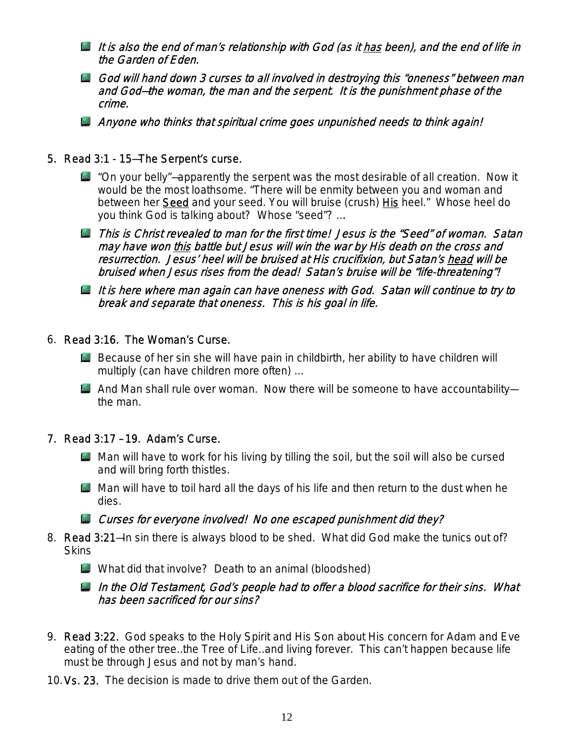- *It is also the end of man's relationship with God (as it <u>has</u> been), and the end of life in the Garden of Eden.*
- *God will hand down 3 curses to all involved in destroying this "oneness" between man and God—the woman, the man and the serpent. It is the punishment phase of the crime.*
- *Anyone who thinks that spiritual crime goes unpunished needs to think again!*

5. Read 3:1 - 15—The Serpent's curse.
    - "On your belly"—apparently the serpent was the most desirable of all creation. Now it would be the most loathsome. "There will be enmity between you and woman and between her <u>Seed</u> and your seed. You will bruise (crush) <u>His</u> heel." Whose heel do you think God is talking about? Whose "seed"? …
    - *This is Christ revealed to man for the first time! Jesus is the "Seed" of woman. Satan may have won <u>this</u> battle but Jesus will win the war by His death on the cross and resurrection. Jesus' heel will be bruised at His crucifixion, but Satan's <u>head</u> will be bruised when Jesus rises from the dead! Satan's bruise will be "life-threatening"!*
    - *It is here where man again can have oneness with God. Satan will continue to try to break and separate that oneness. This is his goal in life.*

6. Read 3:16. The Woman's Curse.
    - Because of her sin she will have pain in childbirth, her ability to have children will multiply (can have children more often) …
    - And Man shall rule over woman. Now there will be someone to have accountability—the man.

7. Read 3:17 –19. Adam's Curse.
    - Man will have to work for his living by tilling the soil, but the soil will also be cursed and will bring forth thistles.
    - Man will have to toil hard all the days of his life and then return to the dust when he dies.
    - *Curses for everyone involved! No one escaped punishment did they?*

8. Read 3:21—In sin there is always blood to be shed. What did God make the tunics out of? Skins
    - What did that involve? Death to an animal (bloodshed)
    - *In the Old Testament, God's people had to offer a blood sacrifice for their sins. What has been sacrificed for our sins?*

9. Read 3:22. God speaks to the Holy Spirit and His Son about His concern for Adam and Eve eating of the other tree..the Tree of Life..and living forever. This can't happen because life must be through Jesus and not by man's hand.

10. Vs. 23. The decision is made to drive them out of the Garden.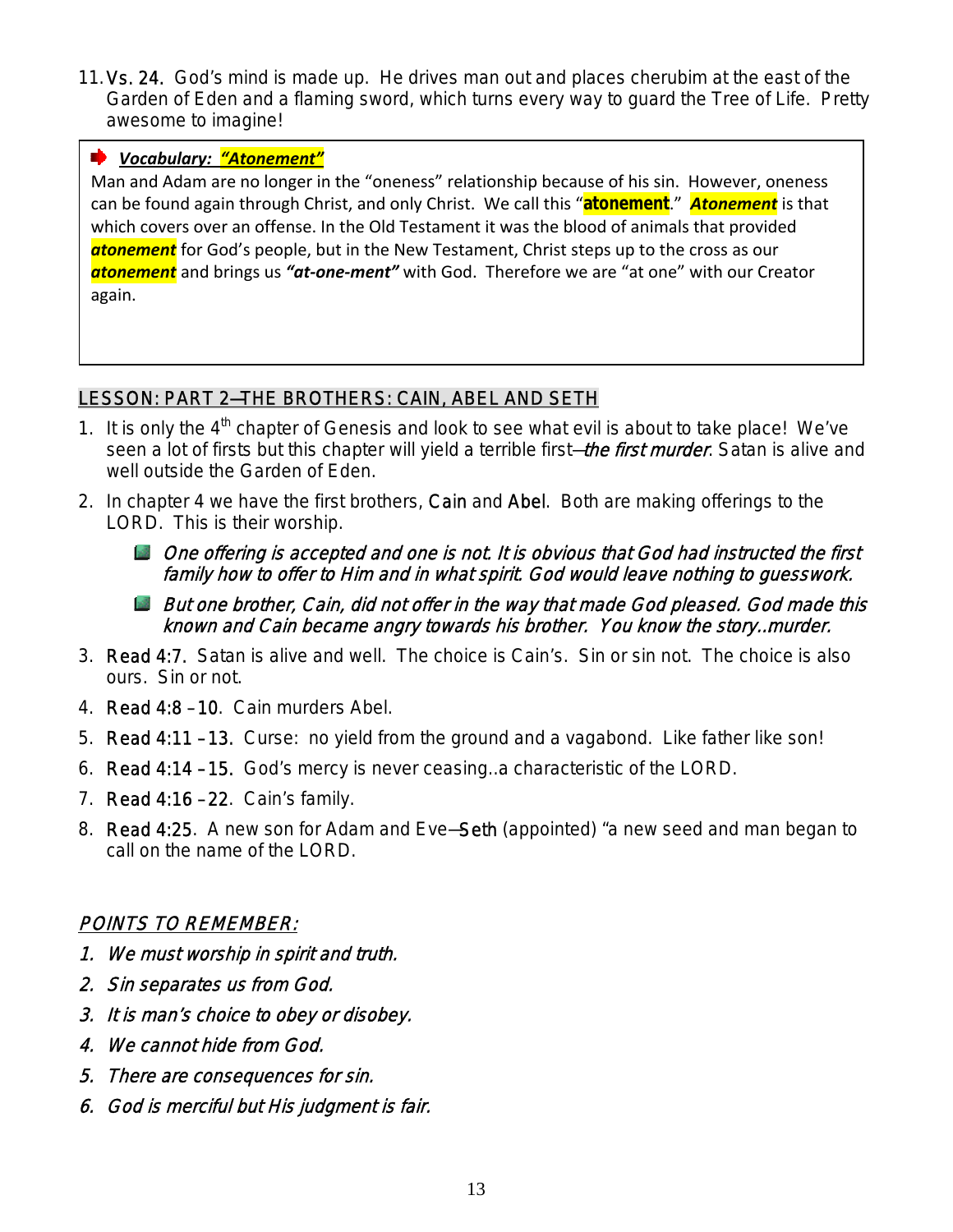11. **Vs. 24.** God's mind is made up. He drives man out and places cherubim at the east of the Garden of Eden and a flaming sword, which turns every way to guard the Tree of Life. Pretty awesome to imagine!

> ***Vocabulary: "Atonement"***
>
> Man and Adam are no longer in the "oneness" relationship because of his sin. However, oneness can be found again through Christ, and only Christ. We call this "**atonement**." ***Atonement*** is that which covers over an offense. In the Old Testament it was the blood of animals that provided ***atonement*** for God's people, but in the New Testament, Christ steps up to the cross as our ***atonement*** and brings us ***"at-one-ment"*** with God. Therefore we are "at one" with our Creator again.

## LESSON: PART 2—THE BROTHERS: CAIN, ABEL AND SETH

1. It is only the 4th chapter of Genesis and look to see what evil is about to take place! We've seen a lot of firsts but this chapter will yield a terrible first—*the first murder*. Satan is alive and well outside the Garden of Eden.
2. In chapter 4 we have the first brothers, **Cain** and **Abel**. Both are making offerings to the LORD. This is their worship.
   - *One offering is accepted and one is not. It is obvious that God had instructed the first family how to offer to Him and in what spirit. God would leave nothing to guesswork.*
   - *But one brother, Cain, did not offer in the way that made God pleased. God made this known and Cain became angry towards his brother. You know the story..murder.*
3. **Read 4:7.** Satan is alive and well. The choice is Cain's. Sin or sin not. The choice is also ours. Sin or not.
4. **Read 4:8 – 10.** Cain murders Abel.
5. **Read 4:11 – 13.** Curse: no yield from the ground and a vagabond. Like father like son!
6. **Read 4:14 – 15.** God's mercy is never ceasing..a characteristic of the LORD.
7. **Read 4:16 – 22.** Cain's family.
8. **Read 4:25.** A new son for Adam and Eve—**Seth** (appointed) "a new seed and man began to call on the name of the LORD.

### *POINTS TO REMEMBER:*

1. *We must worship in spirit and truth.*
2. *Sin separates us from God.*
3. *It is man's choice to obey or disobey.*
4. *We cannot hide from God.*
5. *There are consequences for sin.*
6. *God is merciful but His judgment is fair.*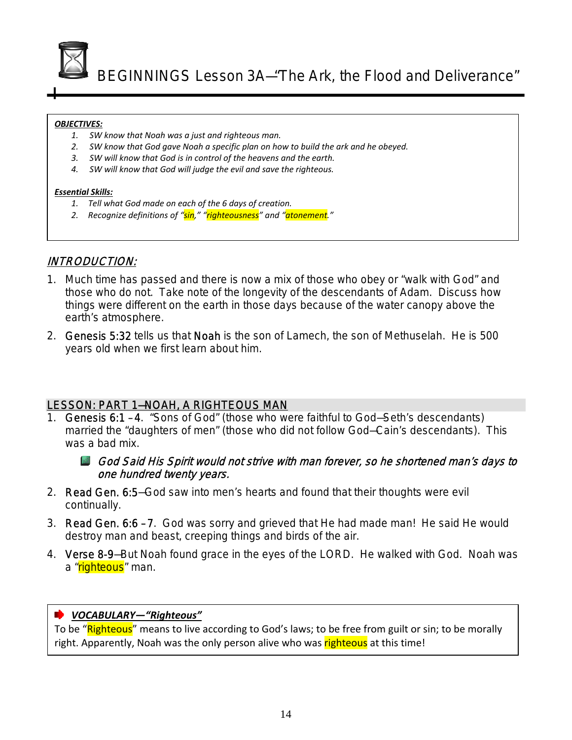# BEGINNINGS Lesson 3A—"The Ark, the Flood and Deliverance"

***OBJECTIVES:***

1. *SW know that Noah was a just and righteous man.*
2. *SW know that God gave Noah a specific plan on how to build the ark and he obeyed.*
3. *SW will know that God is in control of the heavens and the earth.*
4. *SW will know that God will judge the evil and save the righteous.*

***Essential Skills:***

1. *Tell what God made on each of the 6 days of creation.*
2. *Recognize definitions of "sin," "righteousness" and "atonement."*

## INTRODUCTION:

1. Much time has passed and there is now a mix of those who obey or "walk with God" and those who do not. Take note of the longevity of the descendants of Adam. Discuss how things were different on the earth in those days because of the water canopy above the earth's atmosphere.
2. Genesis 5:32 tells us that Noah is the son of Lamech, the son of Methuselah. He is 500 years old when we first learn about him.

## LESSON: PART 1—NOAH, A RIGHTEOUS MAN

1. Genesis 6:1 – 4. "Sons of God" (those who were faithful to God—Seth's descendants) married the "daughters of men" (those who did not follow God—Cain's descendants). This was a bad mix.
   - *God Said His Spirit would not strive with man forever, so he shortened man's days to one hundred twenty years.*
2. Read Gen. 6:5—God saw into men's hearts and found that their thoughts were evil continually.
3. Read Gen. 6:6 – 7. God was sorry and grieved that He had made man! He said He would destroy man and beast, creeping things and birds of the air.
4. Verse 8-9—But Noah found grace in the eyes of the LORD. He walked with God. Noah was a "righteous" man.

***VOCABULARY—"Righteous"***

To be "Righteous" means to live according to God's laws; to be free from guilt or sin; to be morally right. Apparently, Noah was the only person alive who was righteous at this time!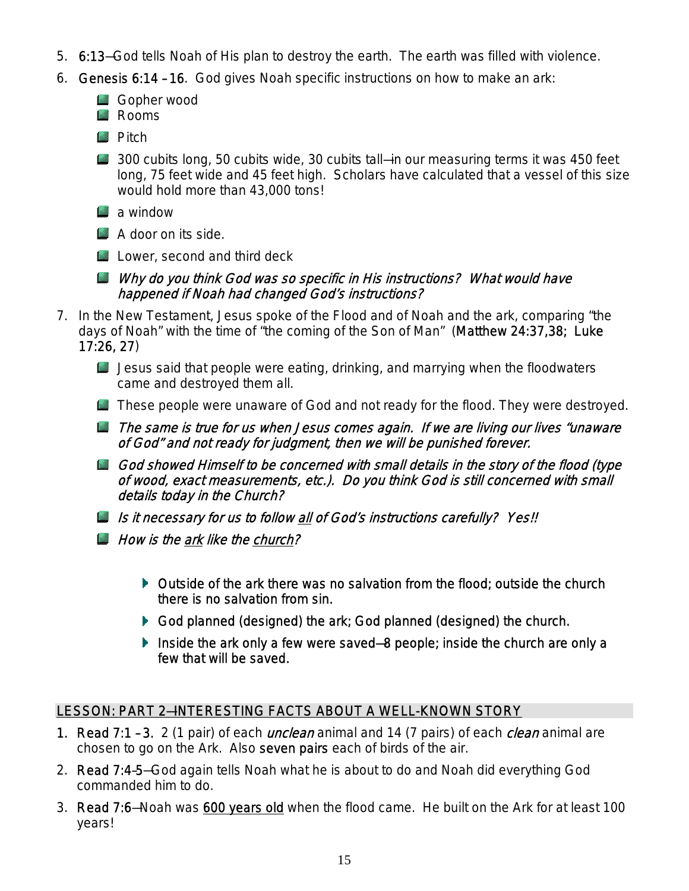5. **6:13**—God tells Noah of His plan to destroy the earth. The earth was filled with violence.
6. **Genesis 6:14 – 16**. God gives Noah specific instructions on how to make an ark:
   - Gopher wood
   - Rooms
   - Pitch
   - 300 cubits long, 50 cubits wide, 30 cubits tall—in our measuring terms it was 450 feet long, 75 feet wide and 45 feet high. Scholars have calculated that a vessel of this size would hold more than 43,000 tons!
   - a window
   - A door on its side.
   - Lower, second and third deck
   - *Why do you think God was so specific in His instructions? What would have happened if Noah had changed God's instructions?*
7. In the New Testament, Jesus spoke of the Flood and of Noah and the ark, comparing "the days of Noah" with the time of "the coming of the Son of Man" (**Matthew 24:37,38; Luke 17:26, 27**)
   - Jesus said that people were eating, drinking, and marrying when the floodwaters came and destroyed them all.
   - These people were unaware of God and not ready for the flood. They were destroyed.
   - *The same is true for us when Jesus comes again. If we are living our lives "unaware of God" and not ready for judgment, then we will be punished forever.*
   - *God showed Himself to be concerned with small details in the story of the flood (type of wood, exact measurements, etc.). Do you think God is still concerned with small details today in the Church?*
   - *Is it necessary for us to follow <u>all</u> of God's instructions carefully? Yes!!*
   - *How is the <u>ark</u> like the <u>church</u>?*
     - Outside of the ark there was no salvation from the flood; outside the church there is no salvation from sin.
     - God planned (designed) the ark; God planned (designed) the church.
     - Inside the ark only a few were saved—8 people; inside the church are only a few that will be saved.

## <u>LESSON: PART 2—INTERESTING FACTS ABOUT A WELL-KNOWN STORY</u>

1. **Read 7:1 – 3.** 2 (1 pair) of each *unclean* animal and 14 (7 pairs) of each *clean* animal are chosen to go on the Ark. Also **seven pairs** each of birds of the air.
2. **Read 7:4-5**—God again tells Noah what he is about to do and Noah did everything God commanded him to do.
3. **Read 7:6**—Noah was <u>**600 years old**</u> when the flood came. He built on the Ark for at least 100 years!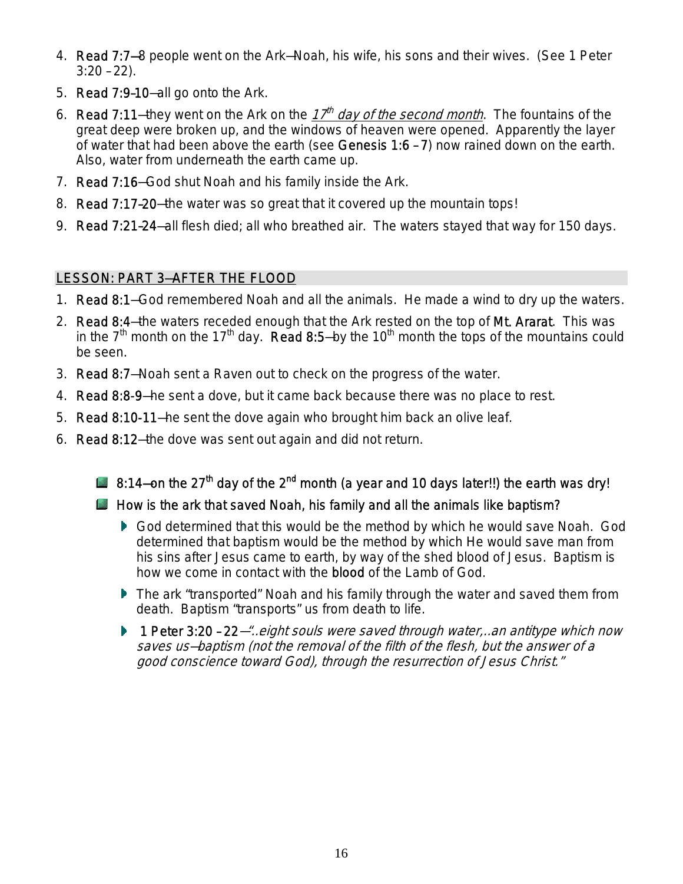4. **Read 7:7**—8 people went on the Ark—Noah, his wife, his sons and their wives. (See 1 Peter 3:20 –22).
5. **Read 7:9-10**—all go onto the Ark.
6. **Read 7:11**—they went on the Ark on the *17th day of the second month*. The fountains of the great deep were broken up, and the windows of heaven were opened. Apparently the layer of water that had been above the earth (see **Genesis 1:6 –7**) now rained down on the earth. Also, water from underneath the earth came up.
7. **Read 7:16**—God shut Noah and his family inside the Ark.
8. **Read 7:17-20**—the water was so great that it covered up the mountain tops!
9. **Read 7:21-24**—all flesh died; all who breathed air. The waters stayed that way for 150 days.

## LESSON: PART 3—AFTER THE FLOOD

1. **Read 8:1**—God remembered Noah and all the animals. He made a wind to dry up the waters.
2. **Read 8:4**—the waters receded enough that the Ark rested on the top of **Mt. Ararat**. This was in the 7th month on the 17th day. **Read 8:5**—by the 10th month the tops of the mountains could be seen.
3. **Read 8:7**—Noah sent a Raven out to check on the progress of the water.
4. **Read 8:8-9**—he sent a dove, but it came back because there was no place to rest.
5. **Read 8:10-11**—he sent the dove again who brought him back an olive leaf.
6. **Read 8:12**—the dove was sent out again and did not return.

- **8:14—on the 27th day of the 2nd month (a year and 10 days later!!) the earth was dry!**
- **How is the ark that saved Noah, his family and all the animals like baptism?**
  - God determined that this would be the method by which he would save Noah. God determined that baptism would be the method by which He would save man from his sins after Jesus came to earth, by way of the shed blood of Jesus. Baptism is how we come in contact with the **blood** of the Lamb of God.
  - The ark "transported" Noah and his family through the water and saved them from death. Baptism "transports" us from death to life.
  - **1 Peter 3:20 –22**—*"..eight souls were saved through water,..an antitype which now saves us—baptism (not the removal of the filth of the flesh, but the answer of a good conscience toward God), through the resurrection of Jesus Christ."*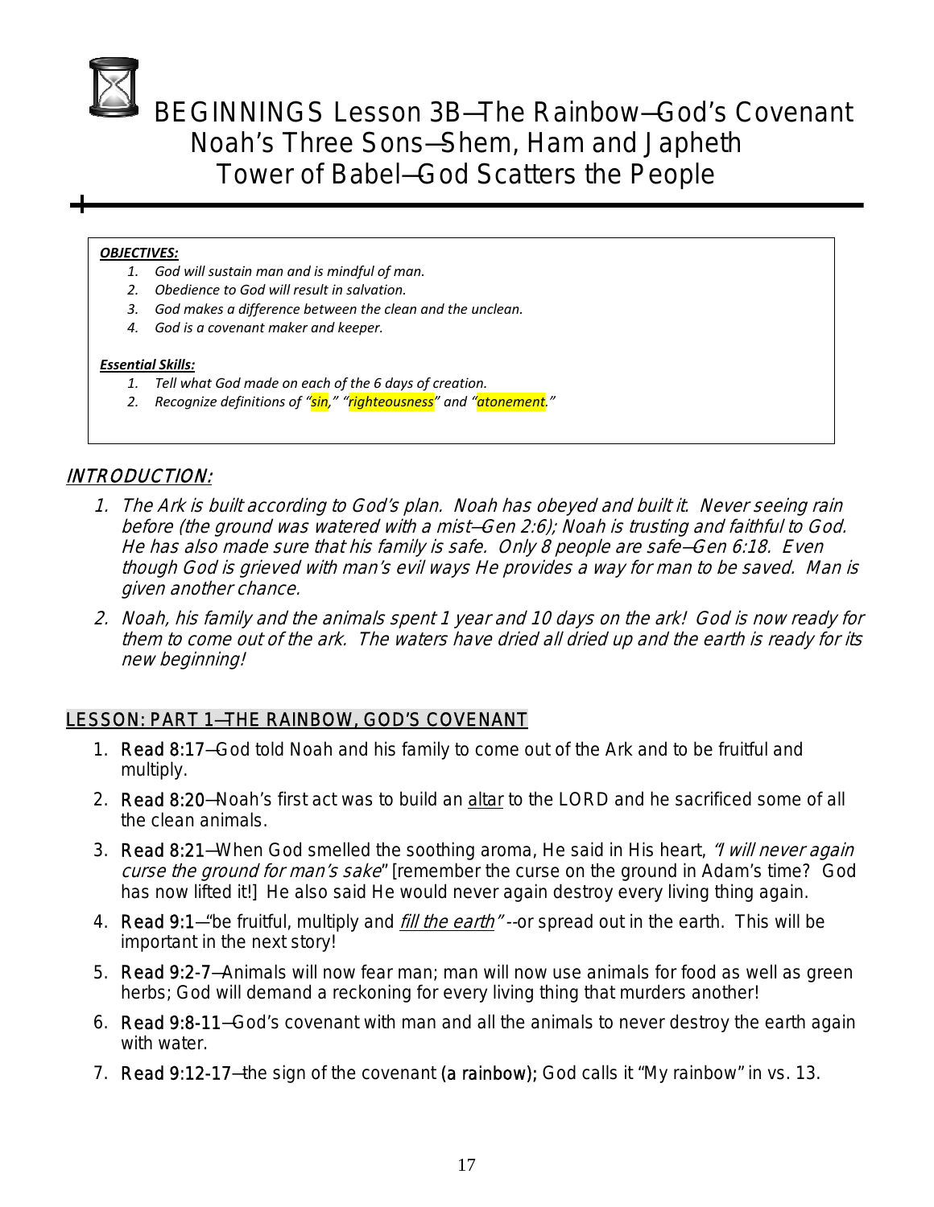# BEGINNINGS Lesson 3B—The Rainbow—God's Covenant
## Noah's Three Sons—Shem, Ham and Japheth
## Tower of Babel—God Scatters the People

***OBJECTIVES:***

1. *God will sustain man and is mindful of man.*
2. *Obedience to God will result in salvation.*
3. *God makes a difference between the clean and the unclean.*
4. *God is a covenant maker and keeper.*

***Essential Skills:***

1. *Tell what God made on each of the 6 days of creation.*
2. *Recognize definitions of "sin," "righteousness" and "atonement."*

## INTRODUCTION:

1. *The Ark is built according to God's plan. Noah has obeyed and built it. Never seeing rain before (the ground was watered with a mist—Gen 2:6); Noah is trusting and faithful to God. He has also made sure that his family is safe. Only 8 people are safe—Gen 6:18. Even though God is grieved with man's evil ways He provides a way for man to be saved. Man is given another chance.*
2. *Noah, his family and the animals spent 1 year and 10 days on the ark! God is now ready for them to come out of the ark. The waters have dried all dried up and the earth is ready for its new beginning!*

## LESSON: PART 1—THE RAINBOW, GOD'S COVENANT

1. **Read 8:17**—God told Noah and his family to come out of the Ark and to be fruitful and multiply.
2. **Read 8:20**—Noah's first act was to build an altar to the LORD and he sacrificed some of all the clean animals.
3. **Read 8:21**—When God smelled the soothing aroma, He said in His heart, *"I will never again curse the ground for man's sake"* [remember the curse on the ground in Adam's time? God has now lifted it!] He also said He would never again destroy every living thing again.
4. **Read 9:1**—"be fruitful, multiply and *fill the earth*" --or spread out in the earth. This will be important in the next story!
5. **Read 9:2-7**—Animals will now fear man; man will now use animals for food as well as green herbs; God will demand a reckoning for every living thing that murders another!
6. **Read 9:8-11**—God's covenant with man and all the animals to never destroy the earth again with water.
7. **Read 9:12-17**—the sign of the covenant **(a rainbow);** God calls it "My rainbow" in vs. 13.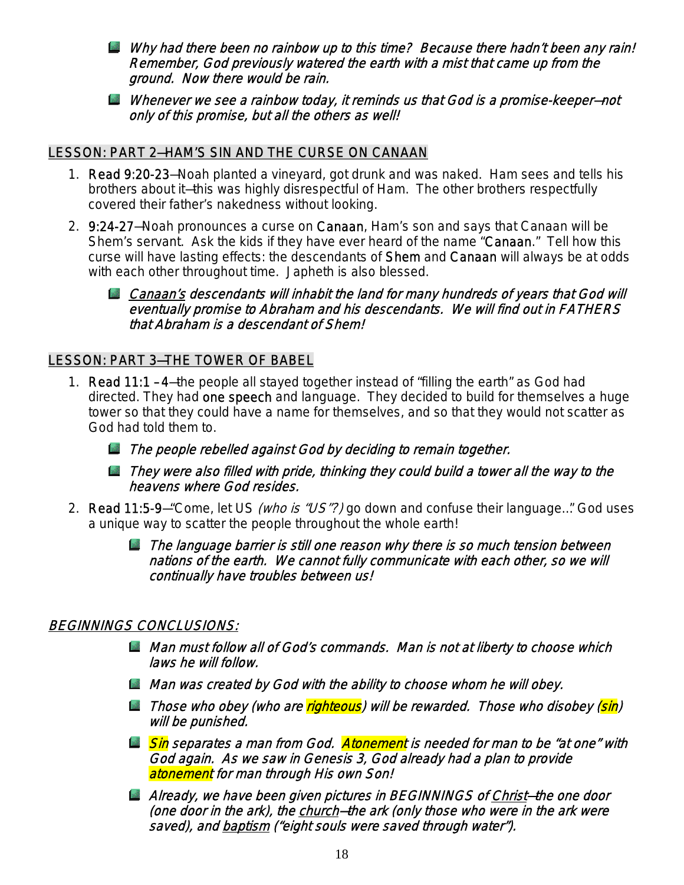- *Why had there been no rainbow up to this time? Because there hadn't been any rain! Remember, God previously watered the earth with a mist that came up from the ground. Now there would be rain.*
- *Whenever we see a rainbow today, it reminds us that God is a promise-keeper—not only of this promise, but all the others as well!*

## LESSON: PART 2—HAM'S SIN AND THE CURSE ON CANAAN

1. Read 9:20-23—Noah planted a vineyard, got drunk and was naked. Ham sees and tells his brothers about it—this was highly disrespectful of Ham. The other brothers respectfully covered their father's nakedness without looking.
2. 9:24-27—Noah pronounces a curse on Canaan, Ham's son and says that Canaan will be Shem's servant. Ask the kids if they have ever heard of the name "Canaan." Tell how this curse will have lasting effects: the descendants of Shem and Canaan will always be at odds with each other throughout time. Japheth is also blessed.
   - *Canaan's descendants will inhabit the land for many hundreds of years that God will eventually promise to Abraham and his descendants. We will find out in FATHERS that Abraham is a descendant of Shem!*

## LESSON: PART 3—THE TOWER OF BABEL

1. Read 11:1 – 4—the people all stayed together instead of "filling the earth" as God had directed. They had one speech and language. They decided to build for themselves a huge tower so that they could have a name for themselves, and so that they would not scatter as God had told them to.
   - *The people rebelled against God by deciding to remain together.*
   - *They were also filled with pride, thinking they could build a tower all the way to the heavens where God resides.*
2. Read 11:5-9—"Come, let US *(who is "US"?)* go down and confuse their language..." God uses a unique way to scatter the people throughout the whole earth!
   - *The language barrier is still one reason why there is so much tension between nations of the earth. We cannot fully communicate with each other, so we will continually have troubles between us!*

## *BEGINNINGS CONCLUSIONS:*

- *Man must follow all of God's commands. Man is not at liberty to choose which laws he will follow.*
- *Man was created by God with the ability to choose whom he will obey.*
- *Those who obey (who are righteous) will be rewarded. Those who disobey (sin) will be punished.*
- *Sin separates a man from God. Atonement is needed for man to be "at one" with God again. As we saw in Genesis 3, God already had a plan to provide atonement for man through His own Son!*
- *Already, we have been given pictures in BEGINNINGS of Christ—the one door (one door in the ark), the church—the ark (only those who were in the ark were saved), and baptism ("eight souls were saved through water").*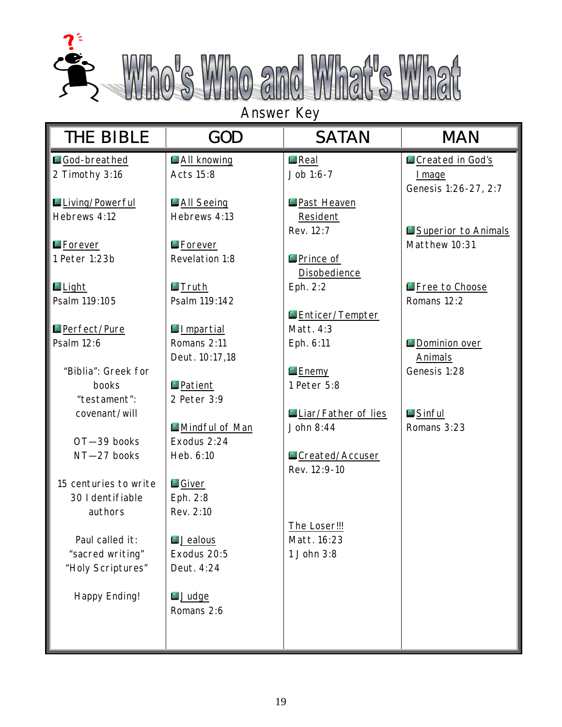# Who's Who and What's What

Answer Key

| THE BIBLE | GOD | SATAN | MAN |
|---|---|---|---|
| God-breathed<br>2 Timothy 3:16 | All knowing<br>Acts 15:8 | Real<br>Job 1:6-7 | Created in God's Image<br>Genesis 1:26-27, 2:7 |
| Living/Powerful<br>Hebrews 4:12 | All Seeing<br>Hebrews 4:13 | Past Heaven Resident<br>Rev. 12:7 | Superior to Animals<br>Matthew 10:31 |
| Forever<br>1 Peter 1:23b | Forever<br>Revelation 1:8 | Prince of Disobedience<br>Eph. 2:2 | Free to Choose<br>Romans 12:2 |
| Light<br>Psalm 119:105 | Truth<br>Psalm 119:142 | Enticer/Tempter<br>Matt. 4:3<br>Eph. 6:11 | Dominion over Animals<br>Genesis 1:28 |
| Perfect/Pure<br>Psalm 12:6 | Impartial<br>Romans 2:11<br>Deut. 10:17,18 | Enemy<br>1 Peter 5:8 | Sinful<br>Romans 3:23 |
| "Biblia": Greek for books<br>"testament": covenant/will | Patient<br>2 Peter 3:9 | Liar/Father of lies<br>John 8:44 | |
| OT—39 books<br>NT—27 books | Mindful of Man<br>Exodus 2:24<br>Heb. 6:10 | Created/Accuser<br>Rev. 12:9-10 | |
| 15 centuries to write<br>30 Identifiable authors | Giver<br>Eph. 2:8<br>Rev. 2:10 | The Loser!!!<br>Matt. 16:23<br>1 John 3:8 | |
| Paul called it:<br>"sacred writing"<br>"Holy Scriptures" | Jealous<br>Exodus 20:5<br>Deut. 4:24 | | |
| Happy Ending! | Judge<br>Romans 2:6 | | |